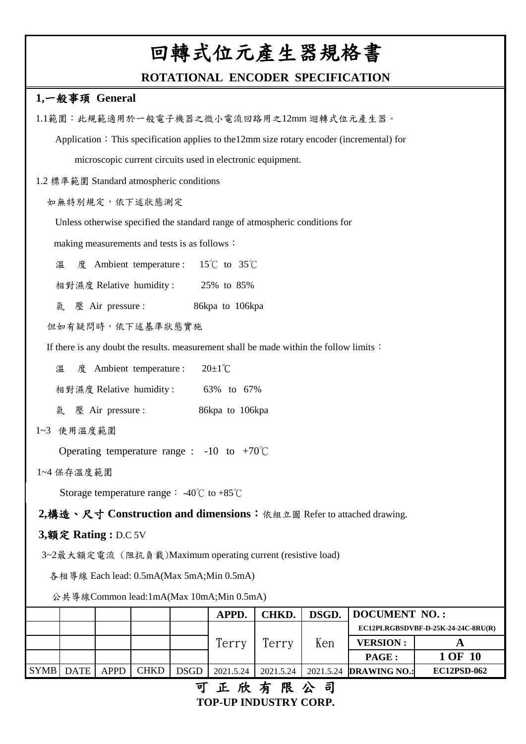# 回轉式位元產生器規格書

## ROTATIONAL ENCODER SPECIFICATION

### 1,一般事項 General

1.1範圍：此規範適用於一般電子機器之微小電流回路用之12mm 迴轉式位元產生器。

Application：This specification applies to the12mm size rotary encoder (incremental) for microscopic current circuits used in electronic equipment.

1.2 標準範圍 Standard atmospheric conditions

如無特別規定，依下述狀態測定

Unless otherwise specified the standard range of atmospheric conditions for making measurements and tests is as follows：

溫　度 Ambient temperature :　15℃ to 35℃

相對濕度 Relative humidity :　25% to 85%

氣　壓 Air pressure :　86kpa to 106kpa

但如有疑問時，依下述基準狀態實施

If there is any doubt the results. measurement shall be made within the follow limits：

溫　度 Ambient temperature :　20±1℃

相對濕度 Relative humidity :　63% to 67%

氣　壓 Air pressure :　86kpa to 106kpa

1~3 使用溫度範圍

Operating temperature range :　-10 to +70℃

1~4 保存溫度範圍

Storage temperature range：-40℃ to +85℃

### 2,構造、尺寸 Construction and dimensions：依組立圖 Refer to attached drawing.

### 3,額定 Rating : D.C 5V

3~2最大額定電流（阻抗負載)Maximum operating current (resistive load)

各相導線 Each lead: 0.5mA(Max 5mA;Min 0.5mA)

公共導線Common lead:1mA(Max 10mA;Min 0.5mA)

|  |  |  |  |  | APPD. | CHKD. | DSGD. | DOCUMENT NO. : | |
|---|---|---|---|---|---|---|---|---|---|
|  |  |  |  |  | Terry | Terry | Ken | EC12PLRGBSDVBF-D-25K-24-24C-8RU(R) | |
|  |  |  |  |  |  |  |  | VERSION : | A |
|  |  |  |  |  |  |  |  | PAGE : | 1 OF 10 |
| SYMB | DATE | APPD | CHKD | DSGD | 2021.5.24 | 2021.5.24 | 2021.5.24 | DRAWING NO.: | EC12PSD-062 |

可 正 欣 有 限 公 司

TOP-UP INDUSTRY CORP.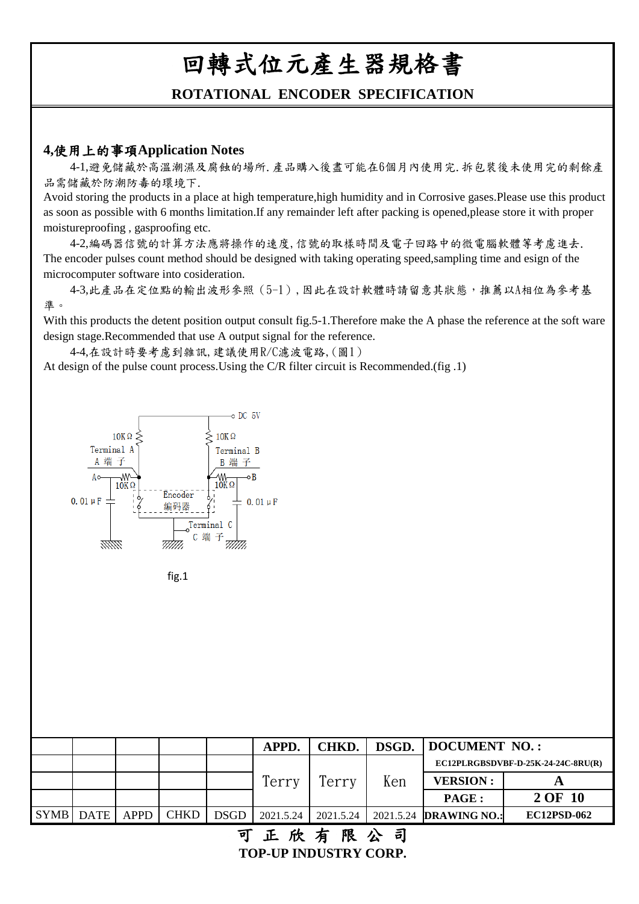# 回轉式位元產生器規格書

## ROTATIONAL ENCODER SPECIFICATION

### 4,使用上的事項Application Notes

4-1,避免儲藏於高溫潮濕及腐蝕的場所.產品購入後盡可能在6個月內使用完.拆包裝後未使用完的剩餘產品需儲藏於防潮防毒的環境下.

Avoid storing the products in a place at high temperature,high humidity and in Corrosive gases.Please use this product as soon as possible with 6 months limitation.If any remainder left after packing is opened,please store it with proper moistureproofing , gasproofing etc.

4-2,編碼器信號的計算方法應將操作的速度,信號的取樣時間及電子回路中的微電腦軟體等考慮進去.

The encoder pulses count method should be designed with taking operating speed,sampling time and esign of the microcomputer software into cosideration.

4-3,此產品在定位點的輸出波形參照(5-1),因此在設計軟體時請留意其狀態，推薦以A相位為參考基準。

With this products the detent position output consult fig.5-1.Therefore make the A phase the reference at the soft ware design stage.Recommended that use A output signal for the reference.

4-4,在設計時要考慮到雜訊,建議使用R/C濾波電路,(圖1)

At design of the pulse count process.Using the C/R filter circuit is Recommended.(fig .1)

DC 5V
10KΩ
10KΩ
Terminal A
A 端 子
Terminal B
B 端 子
A
B
10KΩ
10KΩ
0.01μF
0.01μF
Encoder
编码器
Terminal C
C 端 子

fig.1

| | | | | | APPD. | CHKD. | DSGD. | DOCUMENT NO.: | |
|---|---|---|---|---|---|---|---|---|---|
| | | | | | | | | EC12PLRGBSDVBF-D-25K-24-24C-8RU(R) | |
| | | | | | Terry | Terry | Ken | VERSION : | A |
| | | | | | | | | PAGE : | 2 OF 10 |
| SYMB | DATE | APPD | CHKD | DSGD | 2021.5.24 | 2021.5.24 | 2021.5.24 | DRAWING NO.: | EC12PSD-062 |

可 正 欣 有 限 公 司

TOP-UP INDUSTRY CORP.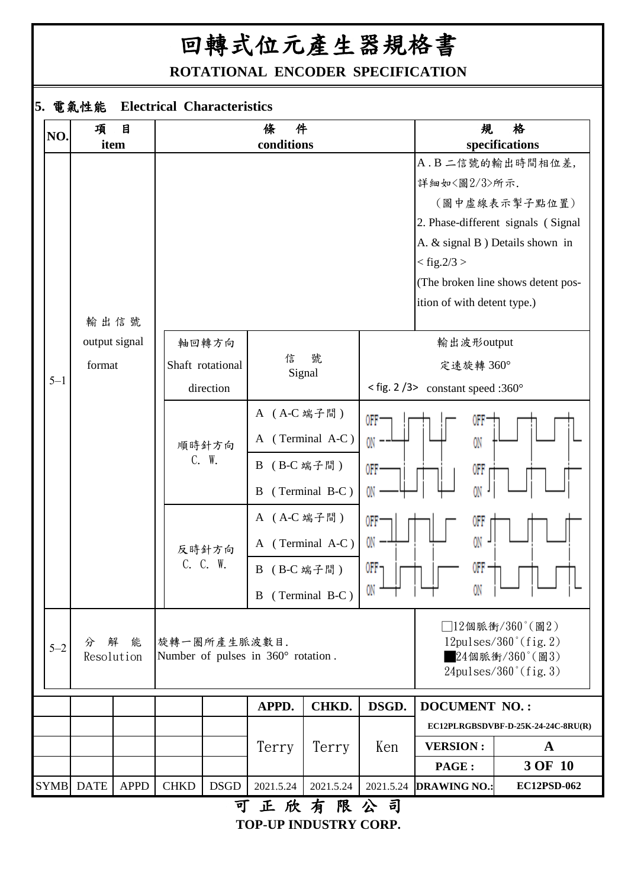# 回轉式位元產生器規格書

**ROTATIONAL ENCODER SPECIFICATION**

## 5. 電氣性能 Electrical Characteristics

| NO. | 項目 item | 條件 conditions | | 規格 specifications |
|---|---|---|---|---|
| 5–1 | 輸出信號 output signal format | | | A . B 二信號的輸出時間相位差,詳細如<圖2/3>所示.（圖中虛線表示掣子點位置）2. Phase-different signals ( Signal A. & signal B ) Details shown in < fig.2/3 > (The broken line shows detent position of with detent type.) |
| | | 軸回轉方向 Shaft rotational direction | 信號 Signal | 輸出波形output 定速旋轉 360° < fig. 2 /3> constant speed :360° |
| | | 順時針方向 C. W. | A (A-C 端子間) A (Terminal A-C) | |
| | | | B (B-C 端子間) B (Terminal B-C) | |
| | | 反時針方向 C. C. W. | A (A-C 端子間) A (Terminal A-C) | |
| | | | B (B-C 端子間) B (Terminal B-C) | |
| 5–2 | 分解能 Resolution | 旋轉一圈所產生脈波數目. Number of pulses in 360° rotation . | | □12個脈衝/360˚(圖2) 12pulses/360˚(fig.2) ■24個脈衝/360˚(圖3) 24pulses/360˚(fig.3) |

| SYMB | DATE | APPD | CHKD | DSGD | APPD. | CHKD. | DSGD. | DOCUMENT NO. : | |
|---|---|---|---|---|---|---|---|---|---|
| | | | | | Terry | Terry | Ken | EC12PLRGBSDVBF-D-25K-24-24C-8RU(R) | |
| | | | | | | | | VERSION : | A |
| | | | | | 2021.5.24 | 2021.5.24 | 2021.5.24 | DRAWING NO.: | EC12PSD-062 |

可正欣有限公司

TOP-UP INDUSTRY CORP.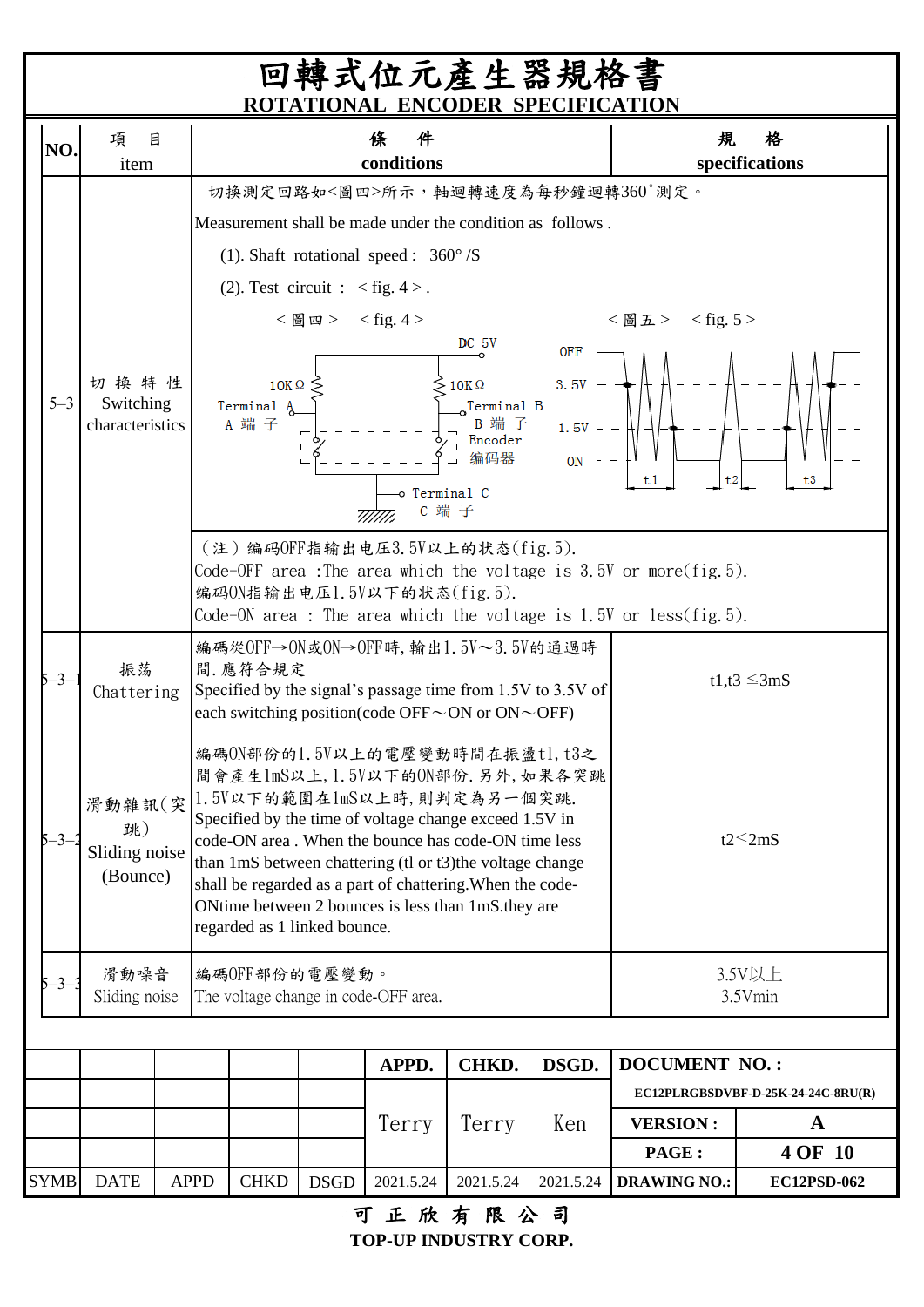# 回轉式位元產生器規格書

## ROTATIONAL ENCODER SPECIFICATION

| NO. | 項 目 item | 條 件 conditions | 規 格 specifications |
|---|---|---|---|
| 5–3 | 切 換 特 性 Switching characteristics | 切換測定回路如<圖四>所示，軸迴轉速度為每秒鐘迴轉360˚測定。<br>Measurement shall be made under the condition as follows .<br>(1). Shaft rotational speed : 360° /S<br>(2). Test circuit : < fig. 4 > .<br>< 圖四 > < fig. 4 >  DC 5V; 10KΩ; 10KΩ; Terminal A A 端 子; Terminal B B 端 子; Encoder 编码器; Terminal C C 端 子<br>< 圖五 > < fig. 5 >  OFF; 3.5V; 1.5V; ON; t1; t2; t3<br>（注）编码OFF指输出电压3.5V以上的状态(fig.5).<br>Code-OFF area :The area which the voltage is 3.5V or more(fig.5).<br>编码ON指输出电压1.5V以下的状态(fig.5).<br>Code-ON area : The area which the voltage is 1.5V or less(fig.5). | |
| 5–3–1 | 振荡 Chattering | 編碼從OFF→ON或ON→OFF時,輸出1.5V～3.5V的通過時間.應符合規定<br>Specified by the signal's passage time from 1.5V to 3.5V of each switching position(code OFF～ON or ON～OFF) | t1,t3 ≤3mS |
| 5–3–2 | 滑動雜訊(突跳) Sliding noise (Bounce) | 編碼ON部份的1.5V以上的電壓變動時間在振盪t1,t3之間會產生1mS以上,1.5V以下的ON部份.另外,如果各突跳1.5V以下的範圍在1mS以上時,則判定為另一個突跳.<br>Specified by the time of voltage change exceed 1.5V in code-ON area . When the bounce has code-ON time less than 1mS between chattering (tl or t3)the voltage change shall be regarded as a part of chattering.When the code-ONtime between 2 bounces is less than 1mS.they are regarded as 1 linked bounce. | t2≤2mS |
| 5–3–3 | 滑動噪音 Sliding noise | 編碼OFF部份的電壓變動。<br>The voltage change in code-OFF area. | 3.5V以上<br>3.5Vmin |

| | | | | | APPD. | CHKD. | DSGD. | DOCUMENT NO. : | |
|---|---|---|---|---|---|---|---|---|---|
| | | | | | Terry | Terry | Ken | EC12PLRGBSDVBF-D-25K-24-24C-8RU(R) | |
| | | | | | | | | VERSION : | A |
| | | | | | | | | PAGE : | 4 OF 10 |
| SYMB | DATE | APPD | CHKD | DSGD | 2021.5.24 | 2021.5.24 | 2021.5.24 | DRAWING NO.: | EC12PSD-062 |

可 正 欣 有 限 公 司

TOP-UP INDUSTRY CORP.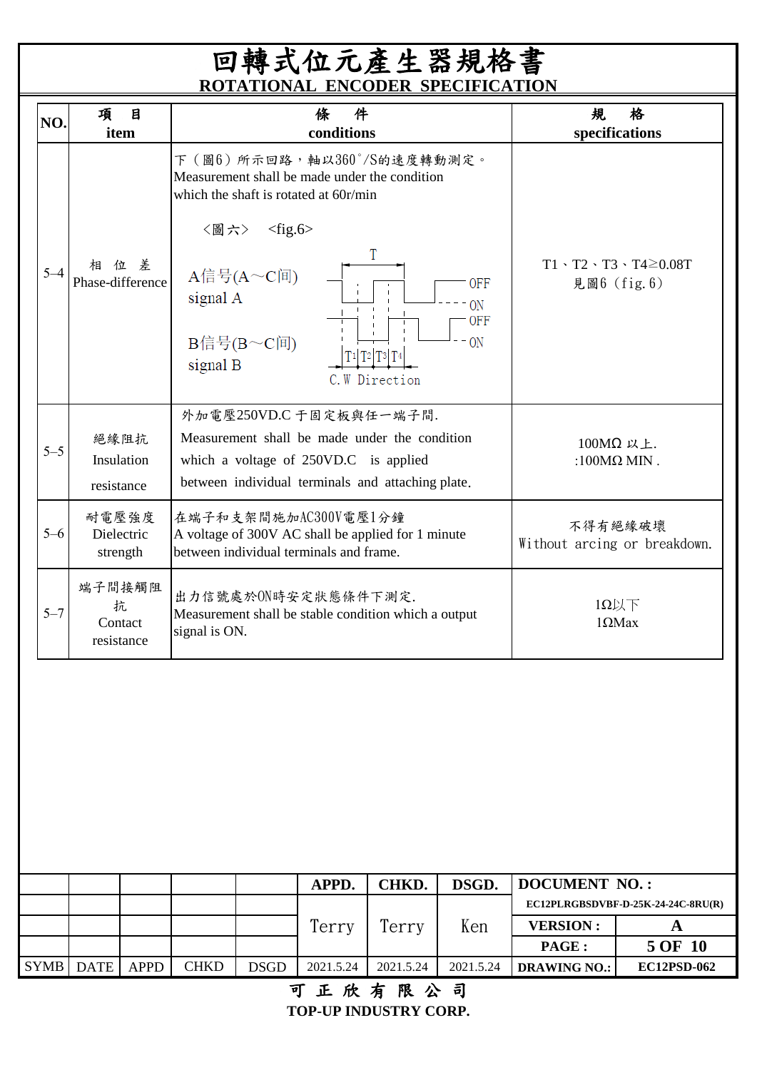# 回轉式位元產生器規格書
## ROTATIONAL ENCODER SPECIFICATION

| NO. | 項 目<br>item | 條 件<br>conditions | 規 格<br>specifications |
|---|---|---|---|
| 5–4 | 相 位 差<br>Phase-difference | 下（圖6）所示回路，軸以360°/S的速度轉動測定。<br>Measurement shall be made under the condition which the shaft is rotated at 60r/min<br><圖六> <fig.6><br>A信号(A～C间) signal A<br>B信号(B～C间) signal B<br>T, OFF, ON, OFF, ON, T1 T2 T3 T4, C.W Direction | T1、T2、T3、T4≥0.08T<br>見圖6（fig.6） |
| 5–5 | 絕緣阻抗<br>Insulation resistance | 外加電壓250VD.C 于固定板與任一端子間.<br>Measurement shall be made under the condition which a voltage of 250VD.C is applied between individual terminals and attaching plate. | 100MΩ 以上.<br>:100MΩ MIN . |
| 5–6 | 耐電壓強度<br>Dielectric strength | 在端子和支架間施加AC300V電壓1分鐘<br>A voltage of 300V AC shall be applied for 1 minute between individual terminals and frame. | 不得有絕緣破壞<br>Without arcing or breakdown. |
| 5–7 | 端子間接觸阻抗<br>Contact resistance | 出力信號處於ON時安定狀態條件下測定.<br>Measurement shall be stable condition which a output signal is ON. | 1Ω以下<br>1ΩMax |

| | | | | | APPD. | CHKD. | DSGD. | DOCUMENT NO. : | |
|---|---|---|---|---|---|---|---|---|---|
| | | | | | | | | EC12PLRGBSDVBF-D-25K-24-24C-8RU(R) | |
| | | | | | Terry | Terry | Ken | VERSION : | A |
| | | | | | | | | PAGE : | 5 OF 10 |
| SYMB | DATE | APPD | CHKD | DSGD | 2021.5.24 | 2021.5.24 | 2021.5.24 | DRAWING NO.: | EC12PSD-062 |

可 正 欣 有 限 公 司
TOP-UP INDUSTRY CORP.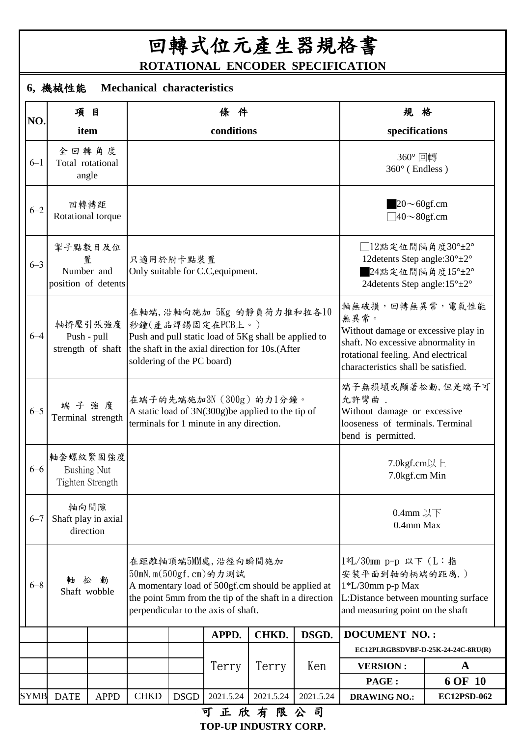# 回轉式位元產生器規格書

**ROTATIONAL ENCODER SPECIFICATION**

## 6, 機械性能 Mechanical characteristics

| NO. | 項 目<br>item | 條 件<br>conditions | 規 格<br>specifications |
|---|---|---|---|
| 6–1 | 全回轉角度<br>Total rotational angle | | 360° 回轉<br>360° ( Endless ) |
| 6–2 | 回轉轉距<br>Rotational torque | | ■20～60gf.cm<br>□40～80gf.cm |
| 6–3 | 掣子點數目及位置<br>Number and position of detents | 只適用於附卡點裝置<br>Only suitable for C.C,equipment. | □12點定位間隔角度30°±2°<br>12detents Step angle:30°±2°<br>■24點定位間隔角度15°±2°<br>24detents Step angle:15°±2° |
| 6–4 | 軸擠壓引張強度<br>Push - pull strength of shaft | 在軸端,沿軸向施加 5Kg 的靜負荷力推和拉各10秒鐘(產品焊錫固定在PCB上。)<br>Push and pull static load of 5Kg shall be applied to the shaft in the axial direction for 10s.(After soldering of the PC board) | 軸無破損，回轉無異常，電氣性能無異常。<br>Without damage or excessive play in shaft. No excessive abnormality in rotational feeling. And electrical characteristics shall be satisfied. |
| 6–5 | 端子強度<br>Terminal strength | 在端子的先端施加3N（300g）的力1分鐘。<br>A static load of 3N(300g)be applied to the tip of terminals for 1 minute in any direction. | 端子無損壞或顯著松動,但是端子可允許彎曲 .<br>Without damage or excessive looseness of terminals. Terminal bend is permitted. |
| 6–6 | 軸套螺紋緊固強度<br>Bushing Nut Tighten Strength | | 7.0kgf.cm以上<br>7.0kgf.cm Min |
| 6–7 | 軸向間隙<br>Shaft play in axial direction | | 0.4mm 以下<br>0.4mm Max |
| 6–8 | 軸松動<br>Shaft wobble | 在距離軸頂端5MM處,沿徑向瞬間施加50mN.m(500gf.cm)的力測試<br>A momentary load of 500gf.cm should be applied at the point 5mm from the tip of the shaft in a direction perpendicular to the axis of shaft. | 1*L/30mm p-p 以下（L：指安裝平面到軸的柄端的距離.）<br>1*L/30mm p-p Max<br>L:Distance between mounting surface and measuring point on the shaft |

| SYMB | DATE | APPD | CHKD | DSGD | APPD. | CHKD. | DSGD. | DOCUMENT NO. : | |
|---|---|---|---|---|---|---|---|---|---|
| | | | | | | | | EC12PLRGBSDVBF-D-25K-24-24C-8RU(R) | |
| | | | | | Terry | Terry | Ken | VERSION : | A |
| | | | | | | | | PAGE : | 6 OF 10 |
| | | | | | 2021.5.24 | 2021.5.24 | 2021.5.24 | DRAWING NO.: | EC12PSD-062 |

可 正 欣 有 限 公 司

**TOP-UP INDUSTRY CORP.**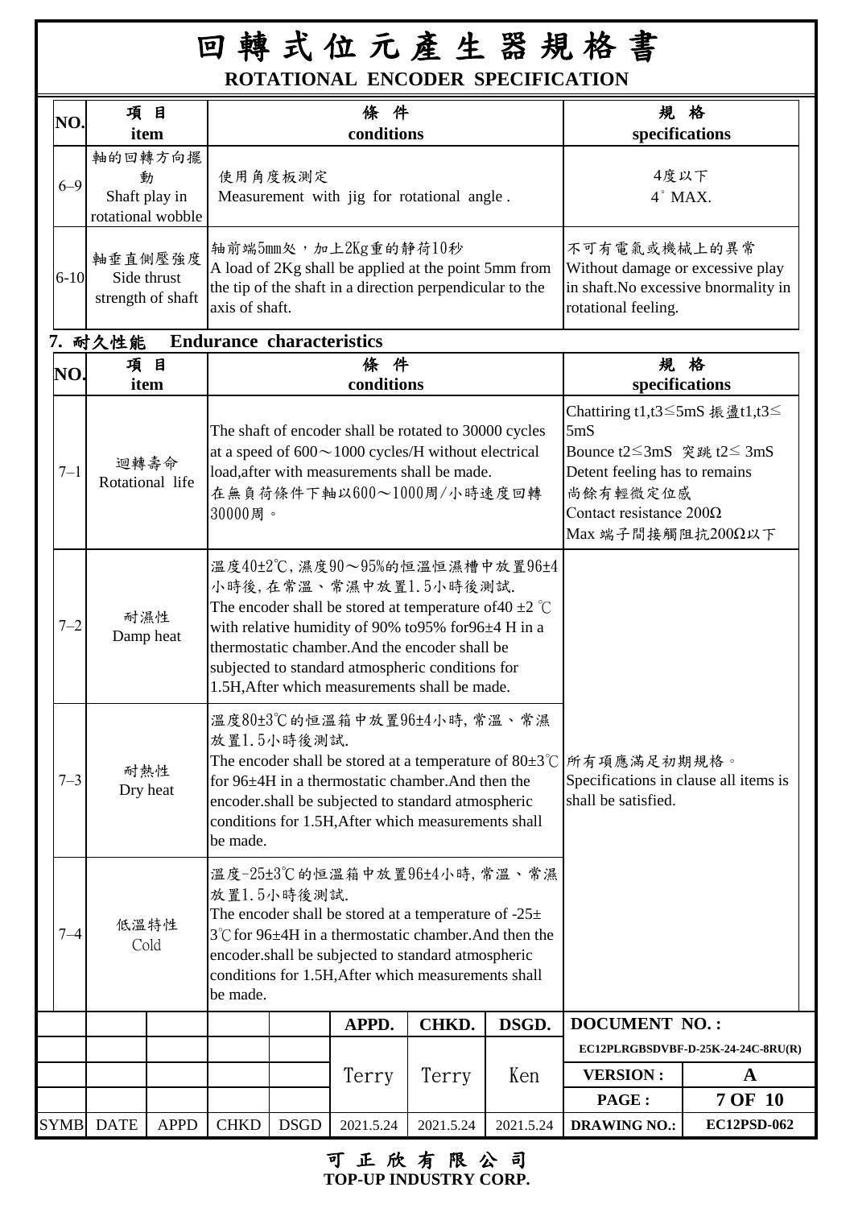# 回轉式位元產生器規格書

**ROTATIONAL ENCODER SPECIFICATION**

| NO. | 項目 item | 條件 conditions | 規格 specifications |
|---|---|---|---|
| 6–9 | 軸的回轉方向擺動 Shaft play in rotational wobble | 使用角度板測定 Measurement with jig for rotational angle . | 4度以下 4˚ MAX. |
| 6-10 | 軸垂直側壓強度 Side thrust strength of shaft | 軸前端5mm处，加上2Kg重的靜荷10秒 A load of 2Kg shall be applied at the point 5mm from the tip of the shaft in a direction perpendicular to the axis of shaft. | 不可有電氣或機械上的異常 Without damage or excessive play in shaft.No excessive bnormality in rotational feeling. |

## 7. 耐久性能 Endurance characteristics

| NO. | 項目 item | 條件 conditions | 規格 specifications |
|---|---|---|---|
| 7–1 | 迴轉壽命 Rotational life | The shaft of encoder shall be rotated to 30000 cycles at a speed of 600～1000 cycles/H without electrical load,after with measurements shall be made. 在無負荷條件下軸以600～1000周/小時速度回轉30000周。 | Chattiring t1,t3≤5mS 振盪t1,t3≤5mS<br>Bounce t2≤3mS 突跳 t2≤ 3mS<br>Detent feeling has to remains 尚餘有輕微定位感<br>Contact resistance 200Ω<br>Max 端子間接觸阻抗200Ω以下 |
| 7–2 | 耐濕性 Damp heat | 溫度40±2℃, 濕度90～95%的恒溫恒濕槽中放置96±4小時後, 在常溫、常濕中放置1.5小時後測試. The encoder shall be stored at temperature of40 ±2 ℃ with relative humidity of 90% to95% for96±4 H in a thermostatic chamber.And the encoder shall be subjected to standard atmospheric conditions for 1.5H,After which measurements shall be made. | 所有項應滿足初期規格。 Specifications in clause all items is shall be satisfied. |
| 7–3 | 耐熱性 Dry heat | 溫度80±3℃的恒溫箱中放置96±4小時, 常溫、常濕放置1.5小時後測試. The encoder shall be stored at a temperature of 80±3℃ for 96±4H in a thermostatic chamber.And then the encoder.shall be subjected to standard atmospheric conditions for 1.5H,After which measurements shall be made. | |
| 7–4 | 低溫特性 Cold | 溫度-25±3℃的恒溫箱中放置96±4小時, 常溫、常濕放置1.5小時後測試. The encoder shall be stored at a temperature of -25±3℃ for 96±4H in a thermostatic chamber.And then the encoder.shall be subjected to standard atmospheric conditions for 1.5H,After which measurements shall be made. | |

| SYMB | DATE | APPD | CHKD | DSGD | APPD. | CHKD. | DSGD. | DOCUMENT NO.: | |
|---|---|---|---|---|---|---|---|---|---|
| | | | | | | | | EC12PLRGBSDVBF-D-25K-24-24C-8RU(R) | |
| | | | | | Terry | Terry | Ken | VERSION : | A |
| | | | | | | | | PAGE : | 7 OF 10 |
| | | | | | 2021.5.24 | 2021.5.24 | 2021.5.24 | DRAWING NO.: | EC12PSD-062 |

**可正欣有限公司**
**TOP-UP INDUSTRY CORP.**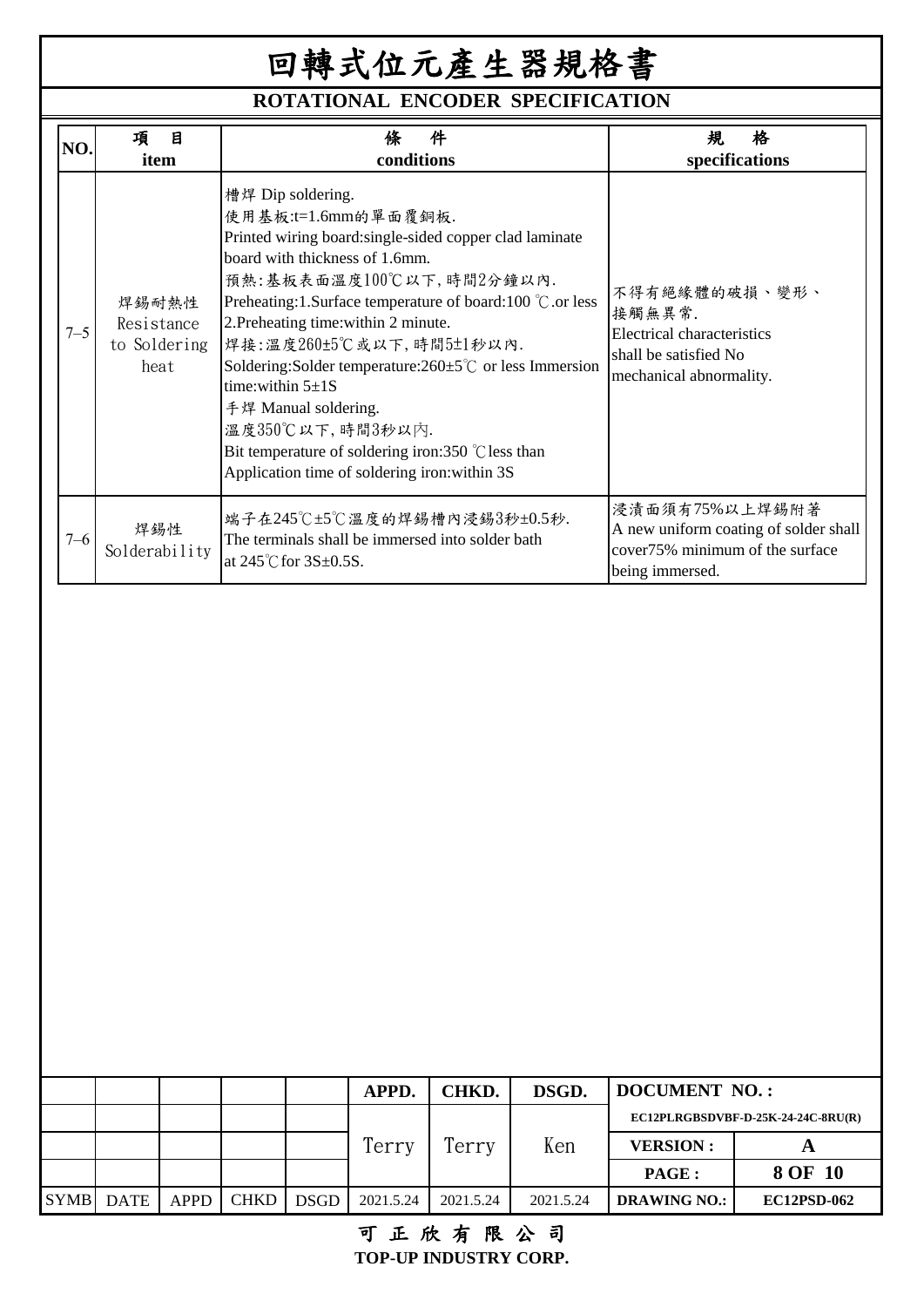# 回轉式位元產生器規格書

## ROTATIONAL ENCODER SPECIFICATION

| NO. | 項　目<br>item | 條　件<br>conditions | 規　格<br>specifications |
|---|---|---|---|
| 7–5 | 焊錫耐熱性<br>Resistance to Soldering heat | 槽焊 Dip soldering.<br>使用基板:t=1.6mm的單面覆銅板.<br>Printed wiring board:single-sided copper clad laminate board with thickness of 1.6mm.<br>預熱:基板表面溫度100℃以下,時間2分鐘以內.<br>Preheating:1.Surface temperature of board:100 ℃.or less 2.Preheating time:within 2 minute.<br>焊接:溫度260±5℃或以下,時間5±1秒以內.<br>Soldering:Solder temperature:260±5℃ or less Immersion time:within 5±1S<br>手焊 Manual soldering.<br>溫度350℃以下,時間3秒以內.<br>Bit temperature of soldering iron:350 ℃less than Application time of soldering iron:within 3S | 不得有絕緣體的破損、變形、接觸無異常.<br>Electrical characteristics shall be satisfied No mechanical abnormality. |
| 7–6 | 焊錫性<br>Solderability | 端子在245℃±5℃溫度的焊錫槽內浸錫3秒±0.5秒.<br>The terminals shall be immersed into solder bath at 245℃for 3S±0.5S. | 浸漬面須有75%以上焊錫附著<br>A new uniform coating of solder shall cover75% minimum of the surface being immersed. |

| | | | | | APPD. | CHKD. | DSGD. | DOCUMENT NO.: | |
|---|---|---|---|---|---|---|---|---|---|
| | | | | | Terry | Terry | Ken | EC12PLRGBSDVBF-D-25K-24-24C-8RU(R) | |
| | | | | | | | | VERSION : | A |
| | | | | | | | | PAGE : | 8 OF 10 |
| SYMB | DATE | APPD | CHKD | DSGD | 2021.5.24 | 2021.5.24 | 2021.5.24 | DRAWING NO.: | EC12PSD-062 |

可 正 欣 有 限 公 司
**TOP-UP INDUSTRY CORP.**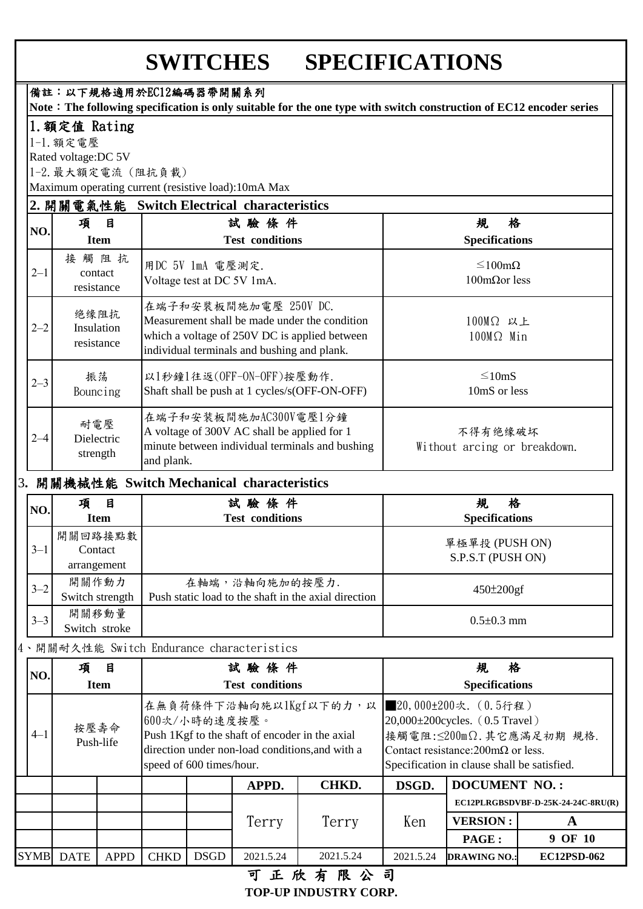# SWITCHES SPECIFICATIONS

**備註：以下規格適用於EC12編碼器帶開關系列**
**Note：The following specification is only suitable for the one type with switch construction of EC12 encoder series**

## 1.額定值 Rating

1-1.額定電壓
Rated voltage:DC 5V

1-2.最大額定電流（阻抗負載）
Maximum operating current (resistive load):10mA Max

## 2. 開關電氣性能 Switch Electrical characteristics

| NO. | 項 目 Item | 試 驗 條 件 Test conditions | 規 格 Specifications |
|---|---|---|---|
| 2–1 | 接 觸 阻 抗 contact resistance | 用DC 5V 1mA 電壓測定. Voltage test at DC 5V 1mA. | ≤100mΩ 100mΩor less |
| 2–2 | 绝缘阻抗 Insulation resistance | 在端子和安裝板間施加電壓 250V DC. Measurement shall be made under the condition which a voltage of 250V DC is applied between individual terminals and bushing and plank. | 100MΩ 以上 100MΩ Min |
| 2–3 | 振荡 Bouncing | 以1秒鐘1往返(OFF-ON-OFF)按壓動作. Shaft shall be push at 1 cycles/s(OFF-ON-OFF) | ≤10mS 10mS or less |
| 2–4 | 耐電壓 Dielectric strength | 在端子和安裝板間施加AC300V電壓1分鐘 A voltage of 300V AC shall be applied for 1 minute between individual terminals and bushing and plank. | 不得有绝缘破坏 Without arcing or breakdown. |

## 3. 開關機械性能 Switch Mechanical characteristics

| NO. | 項 目 Item | 試 驗 條 件 Test conditions | 規 格 Specifications |
|---|---|---|---|
| 3–1 | 開關回路接點數 Contact arrangement | | 單極單投 (PUSH ON) S.P.S.T (PUSH ON) |
| 3–2 | 開關作動力 Switch strength | 在軸端，沿軸向施加的按壓力. Push static load to the shaft in the axial direction | 450±200gf |
| 3–3 | 開關移動量 Switch stroke | | 0.5±0.3 mm |

## 4、開關耐久性能 Switch Endurance characteristics

| NO. | 項 目 Item | 試 驗 條 件 Test conditions | 規 格 Specifications |
|---|---|---|---|
| 4–1 | 按壓壽命 Push-life | 在無負荷條件下沿軸向施以1Kgf以下的力，以600次/小時的速度按壓。 Push 1Kgf to the shaft of encoder in the axial direction under non-load conditions,and with a speed of 600 times/hour. | ■20,000±200次.（0.5行程） 20,000±200cycles.（0.5 Travel） 接觸電阻:≤200mΩ.其它應滿足初期 規格. Contact resistance:200mΩ or less. Specification in clause shall be satisfied. |

| SYMB | DATE | APPD | CHKD | DSGD | APPD. | CHKD. | DSGD. | DOCUMENT NO.: | |
|---|---|---|---|---|---|---|---|---|---|
| | | | | | Terry | Terry | Ken | EC12PLRGBSDVBF-D-25K-24-24C-8RU(R) | |
| | | | | | | | | VERSION : | A |
| | | | | | | | | PAGE : | 9 OF 10 |
| | | | | | 2021.5.24 | 2021.5.24 | 2021.5.24 | DRAWING NO.: | EC12PSD-062 |

**可 正 欣 有 限 公 司**
**TOP-UP INDUSTRY CORP.**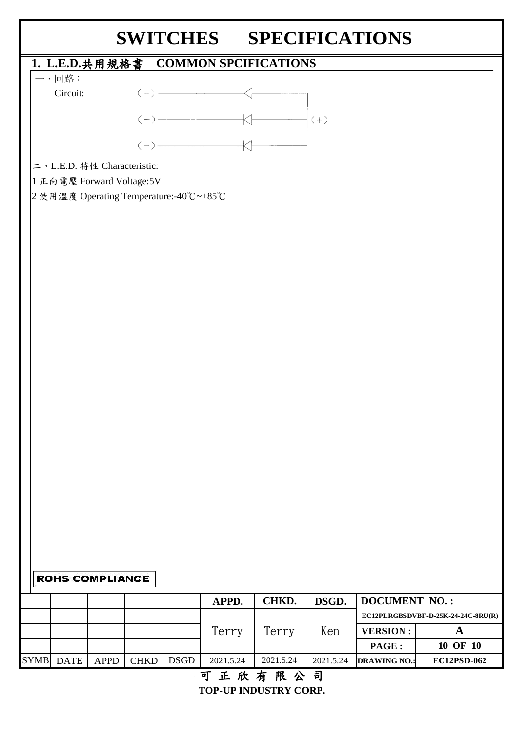# SWITCHES SPECIFICATIONS

## 1. L.E.D.共用規格書 COMMON SPCIFICATIONS

一、回路：

Circuit:

(−)
(−) (+)
(−)

二、L.E.D. 特性 Characteristic:

1 正向電壓 Forward Voltage:5V

2 使用溫度 Operating Temperature:-40℃~+85℃

**ROHS COMPLIANCE**

| | | | | | APPD. | CHKD. | DSGD. | DOCUMENT NO.: | |
|---|---|---|---|---|---|---|---|---|---|
| | | | | | Terry | Terry | Ken | EC12PLRGBSDVBF-D-25K-24-24C-8RU(R) | |
| | | | | | | | | VERSION : | A |
| | | | | | | | | PAGE : | 10 OF 10 |
| SYMB | DATE | APPD | CHKD | DSGD | 2021.5.24 | 2021.5.24 | 2021.5.24 | DRAWING NO.: | EC12PSD-062 |

可 正 欣 有 限 公 司

TOP-UP INDUSTRY CORP.